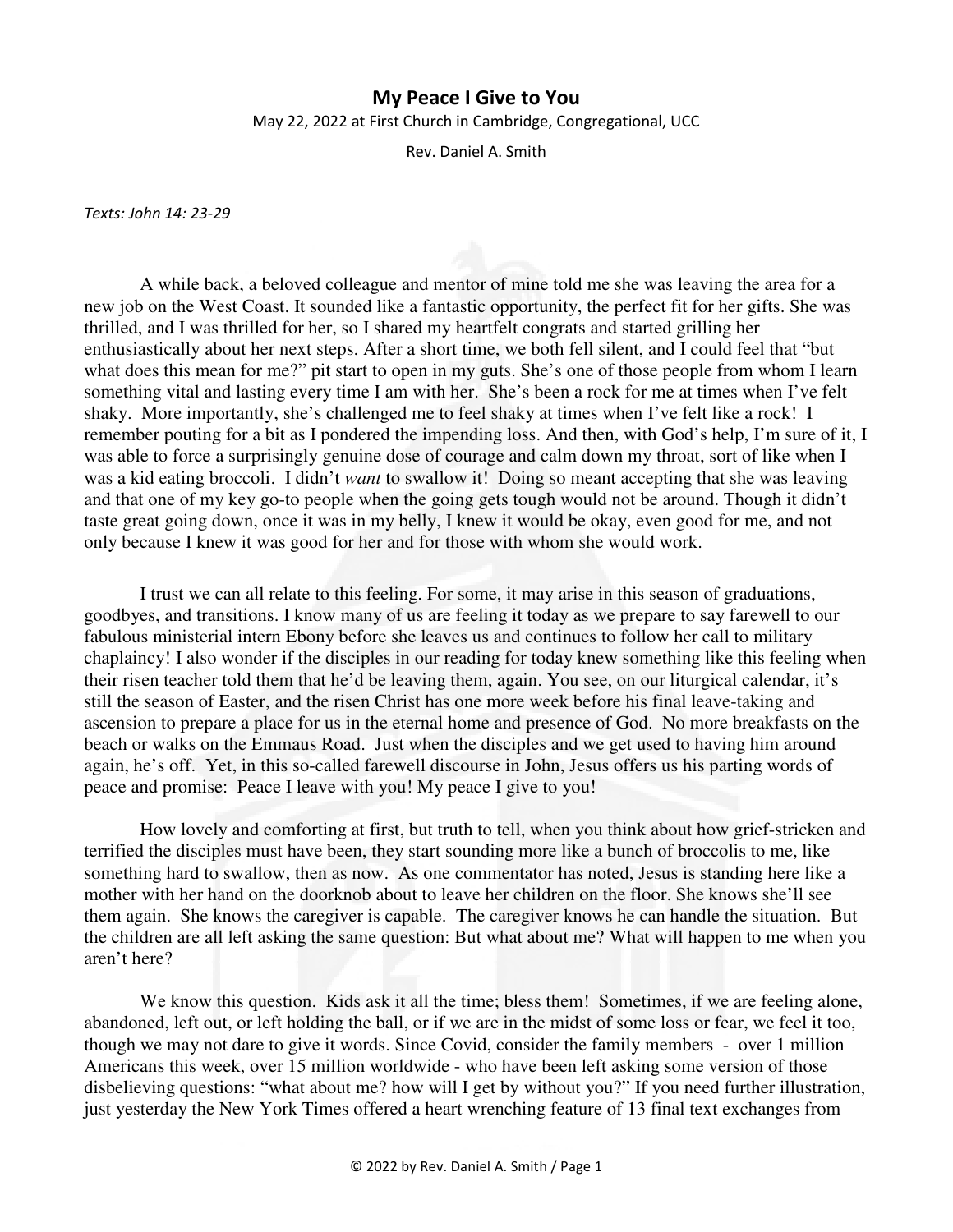# My Peace I Give to You

May 22, 2022 at First Church in Cambridge, Congregational, UCC

Rev. Daniel A. Smith

*Texts: John 14: 23-29*

A while back, a beloved colleague and mentor of mine told me she was leaving the area for a new job on the West Coast. It sounded like a fantastic opportunity, the perfect fit for her gifts. She was thrilled, and I was thrilled for her, so I shared my heartfelt congrats and started grilling her enthusiastically about her next steps. After a short time, we both fell silent, and I could feel that "but what does this mean for me?" pit start to open in my guts. She's one of those people from whom I learn something vital and lasting every time I am with her. She's been a rock for me at times when I've felt shaky. More importantly, she's challenged me to feel shaky at times when I've felt like a rock! I remember pouting for a bit as I pondered the impending loss. And then, with God's help, I'm sure of it, I was able to force a surprisingly genuine dose of courage and calm down my throat, sort of like when I was a kid eating broccoli. I didn't *want* to swallow it! Doing so meant accepting that she was leaving and that one of my key go-to people when the going gets tough would not be around. Though it didn't taste great going down, once it was in my belly, I knew it would be okay, even good for me, and not only because I knew it was good for her and for those with whom she would work.

I trust we can all relate to this feeling. For some, it may arise in this season of graduations, goodbyes, and transitions. I know many of us are feeling it today as we prepare to say farewell to our fabulous ministerial intern Ebony before she leaves us and continues to follow her call to military chaplaincy! I also wonder if the disciples in our reading for today knew something like this feeling when their risen teacher told them that he'd be leaving them, again. You see, on our liturgical calendar, it's still the season of Easter, and the risen Christ has one more week before his final leave-taking and ascension to prepare a place for us in the eternal home and presence of God. No more breakfasts on the beach or walks on the Emmaus Road. Just when the disciples and we get used to having him around again, he's off. Yet, in this so-called farewell discourse in John, Jesus offers us his parting words of peace and promise: Peace I leave with you! My peace I give to you!

How lovely and comforting at first, but truth to tell, when you think about how grief-stricken and terrified the disciples must have been, they start sounding more like a bunch of broccolis to me, like something hard to swallow, then as now. As one commentator has noted, Jesus is standing here like a mother with her hand on the doorknob about to leave her children on the floor. She knows she'll see them again. She knows the caregiver is capable. The caregiver knows he can handle the situation. But the children are all left asking the same question: But what about me? What will happen to me when you aren't here?

We know this question. Kids ask it all the time; bless them! Sometimes, if we are feeling alone, abandoned, left out, or left holding the ball, or if we are in the midst of some loss or fear, we feel it too, though we may not dare to give it words. Since Covid, consider the family members - over 1 million Americans this week, over 15 million worldwide - who have been left asking some version of those disbelieving questions: "what about me? how will I get by without you?" If you need further illustration, just yesterday the New York Times offered a heart wrenching feature of 13 final text exchanges from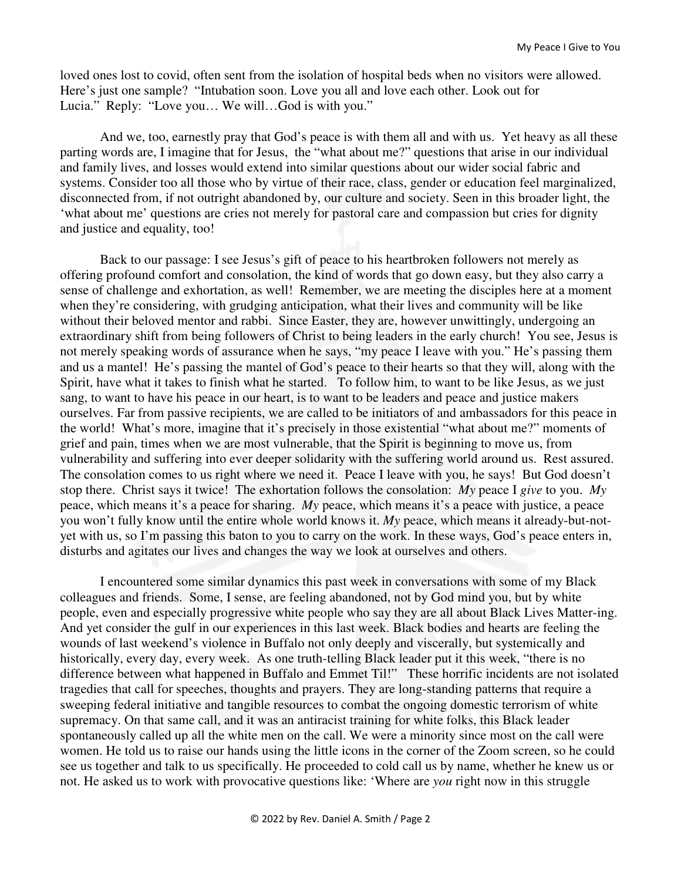loved ones lost to covid, often sent from the isolation of hospital beds when no visitors were allowed. Here's just one sample? "Intubation soon. Love you all and love each other. Look out for Lucia." Reply: "Love you… We will…God is with you."

And we, too, earnestly pray that God's peace is with them all and with us. Yet heavy as all these parting words are, I imagine that for Jesus, the "what about me?" questions that arise in our individual and family lives, and losses would extend into similar questions about our wider social fabric and systems. Consider too all those who by virtue of their race, class, gender or education feel marginalized, disconnected from, if not outright abandoned by, our culture and society. Seen in this broader light, the 'what about me' questions are cries not merely for pastoral care and compassion but cries for dignity and justice and equality, too!

Back to our passage: I see Jesus's gift of peace to his heartbroken followers not merely as offering profound comfort and consolation, the kind of words that go down easy, but they also carry a sense of challenge and exhortation, as well! Remember, we are meeting the disciples here at a moment when they're considering, with grudging anticipation, what their lives and community will be like without their beloved mentor and rabbi. Since Easter, they are, however unwittingly, undergoing an extraordinary shift from being followers of Christ to being leaders in the early church! You see, Jesus is not merely speaking words of assurance when he says, "my peace I leave with you." He's passing them and us a mantel! He's passing the mantel of God's peace to their hearts so that they will, along with the Spirit, have what it takes to finish what he started. To follow him, to want to be like Jesus, as we just sang, to want to have his peace in our heart, is to want to be leaders and peace and justice makers ourselves. Far from passive recipients, we are called to be initiators of and ambassadors for this peace in the world! What's more, imagine that it's precisely in those existential "what about me?" moments of grief and pain, times when we are most vulnerable, that the Spirit is beginning to move us, from vulnerability and suffering into ever deeper solidarity with the suffering world around us. Rest assured. The consolation comes to us right where we need it. Peace I leave with you, he says! But God doesn't stop there. Christ says it twice! The exhortation follows the consolation: *My* peace I *give* to you. *My* peace, which means it's a peace for sharing. *My* peace, which means it's a peace with justice, a peace you won't fully know until the entire whole world knows it. *My* peace, which means it already-but-not-yet with us, so I'm passing this baton to you to carry on the work. In these ways, God's peace enters in, disturbs and agitates our lives and changes the way we look at ourselves and others.

I encountered some similar dynamics this past week in conversations with some of my Black colleagues and friends. Some, I sense, are feeling abandoned, not by God mind you, but by white people, even and especially progressive white people who say they are all about Black Lives Matter-ing. And yet consider the gulf in our experiences in this last week. Black bodies and hearts are feeling the wounds of last weekend's violence in Buffalo not only deeply and viscerally, but systemically and historically, every day, every week. As one truth-telling Black leader put it this week, "there is no difference between what happened in Buffalo and Emmet Til!" These horrific incidents are not isolated tragedies that call for speeches, thoughts and prayers. They are long-standing patterns that require a sweeping federal initiative and tangible resources to combat the ongoing domestic terrorism of white supremacy. On that same call, and it was an antiracist training for white folks, this Black leader spontaneously called up all the white men on the call. We were a minority since most on the call were women. He told us to raise our hands using the little icons in the corner of the Zoom screen, so he could see us together and talk to us specifically. He proceeded to cold call us by name, whether he knew us or not. He asked us to work with provocative questions like: 'Where are *you* right now in this struggle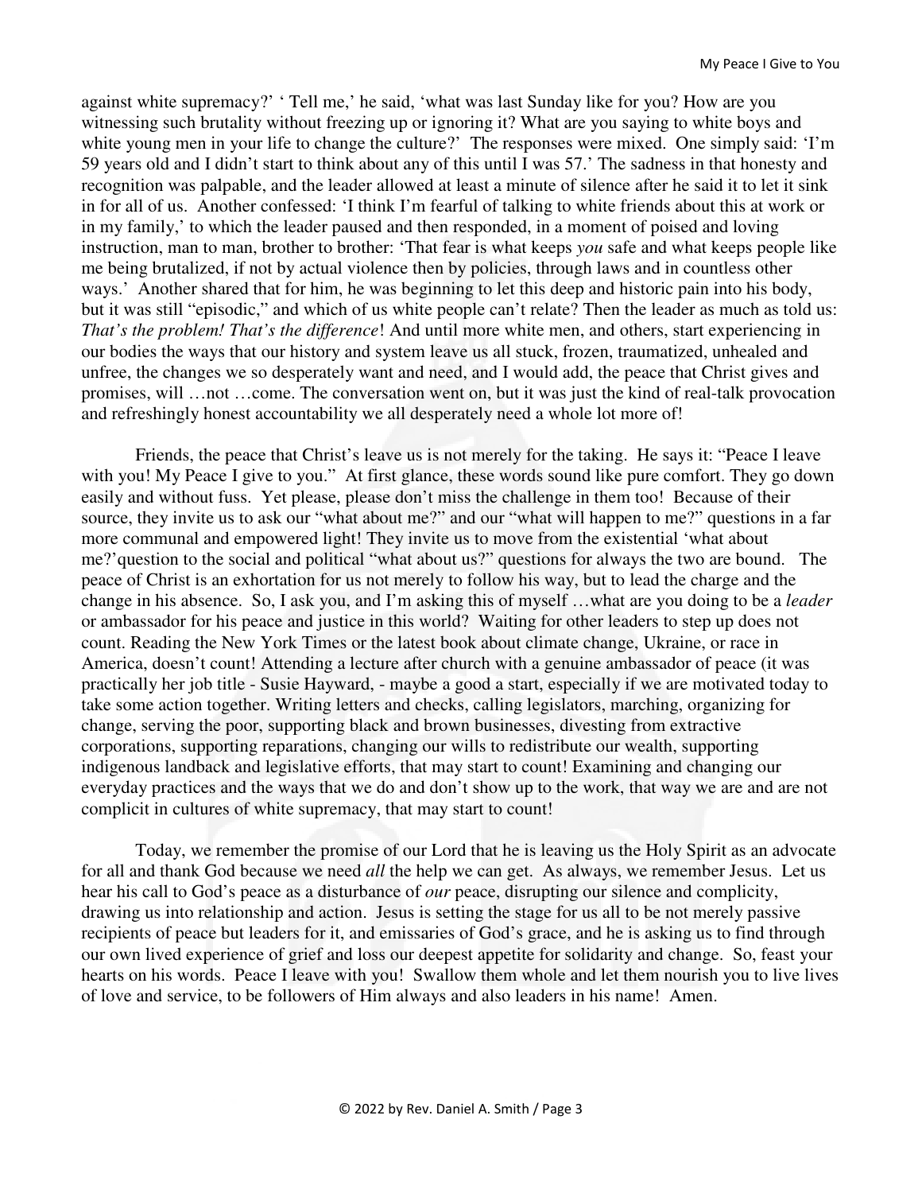against white supremacy?' ' Tell me,' he said, 'what was last Sunday like for you? How are you witnessing such brutality without freezing up or ignoring it? What are you saying to white boys and white young men in your life to change the culture?' The responses were mixed. One simply said: 'I'm 59 years old and I didn't start to think about any of this until I was 57.' The sadness in that honesty and recognition was palpable, and the leader allowed at least a minute of silence after he said it to let it sink in for all of us. Another confessed: 'I think I'm fearful of talking to white friends about this at work or in my family,' to which the leader paused and then responded, in a moment of poised and loving instruction, man to man, brother to brother: 'That fear is what keeps *you* safe and what keeps people like me being brutalized, if not by actual violence then by policies, through laws and in countless other ways.' Another shared that for him, he was beginning to let this deep and historic pain into his body, but it was still "episodic," and which of us white people can't relate? Then the leader as much as told us: *That's the problem! That's the difference*! And until more white men, and others, start experiencing in our bodies the ways that our history and system leave us all stuck, frozen, traumatized, unhealed and unfree, the changes we so desperately want and need, and I would add, the peace that Christ gives and promises, will …not …come. The conversation went on, but it was just the kind of real-talk provocation and refreshingly honest accountability we all desperately need a whole lot more of!

Friends, the peace that Christ's leave us is not merely for the taking. He says it: "Peace I leave with you! My Peace I give to you." At first glance, these words sound like pure comfort. They go down easily and without fuss. Yet please, please don't miss the challenge in them too! Because of their source, they invite us to ask our "what about me?" and our "what will happen to me?" questions in a far more communal and empowered light! They invite us to move from the existential 'what about me?'question to the social and political "what about us?" questions for always the two are bound. The peace of Christ is an exhortation for us not merely to follow his way, but to lead the charge and the change in his absence. So, I ask you, and I'm asking this of myself …what are you doing to be a *leader* or ambassador for his peace and justice in this world? Waiting for other leaders to step up does not count. Reading the New York Times or the latest book about climate change, Ukraine, or race in America, doesn't count! Attending a lecture after church with a genuine ambassador of peace (it was practically her job title - Susie Hayward, - maybe a good a start, especially if we are motivated today to take some action together. Writing letters and checks, calling legislators, marching, organizing for change, serving the poor, supporting black and brown businesses, divesting from extractive corporations, supporting reparations, changing our wills to redistribute our wealth, supporting indigenous landback and legislative efforts, that may start to count! Examining and changing our everyday practices and the ways that we do and don't show up to the work, that way we are and are not complicit in cultures of white supremacy, that may start to count!

Today, we remember the promise of our Lord that he is leaving us the Holy Spirit as an advocate for all and thank God because we need *all* the help we can get. As always, we remember Jesus. Let us hear his call to God's peace as a disturbance of *our* peace, disrupting our silence and complicity, drawing us into relationship and action. Jesus is setting the stage for us all to be not merely passive recipients of peace but leaders for it, and emissaries of God's grace, and he is asking us to find through our own lived experience of grief and loss our deepest appetite for solidarity and change. So, feast your hearts on his words. Peace I leave with you! Swallow them whole and let them nourish you to live lives of love and service, to be followers of Him always and also leaders in his name! Amen.

© 2022 by Rev. Daniel A. Smith